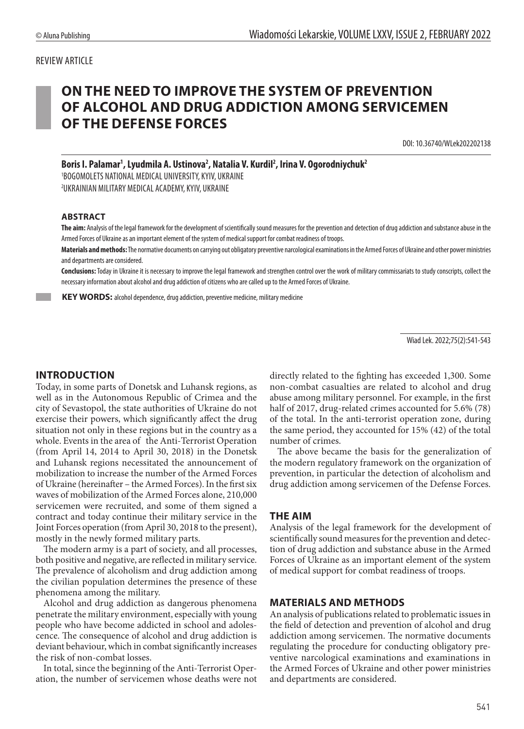REVIEW ARTICLE

# ON THE NEED TO IMPROVE THE SYSTEM OF PREVENTION OF ALCOHOL AND DRUG ADDICTION AMONG SERVICEMEN OF THE DEFENSE FORCES

DOI: 10.36740/WLek202202138

**Boris I. Palamar[1], Lyudmila A. Ustinova[2], Natalia V. Kurdil[2], Irina V. Ogorodniychuk[2]**

[1]BOGOMOLETS NATIONAL MEDICAL UNIVERSITY, KYIV, UKRAINE
[2]UKRAINIAN MILITARY MEDICAL ACADEMY, KYIV, UKRAINE

### ABSTRACT

**The aim:** Analysis of the legal framework for the development of scientifically sound measures for the prevention and detection of drug addiction and substance abuse in the Armed Forces of Ukraine as an important element of the system of medical support for combat readiness of troops.

**Materials and methods:** The normative documents on carrying out obligatory preventive narcological examinations in the Armed Forces of Ukraine and other power ministries and departments are considered.

**Conclusions:** Today in Ukraine it is necessary to improve the legal framework and strengthen control over the work of military commissariats to study conscripts, collect the necessary information about alcohol and drug addiction of citizens who are called up to the Armed Forces of Ukraine.

**KEY WORDS:** alcohol dependence, drug addiction, preventive medicine, military medicine

Wiad Lek. 2022;75(2):541-543

## INTRODUCTION

Today, in some parts of Donetsk and Luhansk regions, as well as in the Autonomous Republic of Crimea and the city of Sevastopol, the state authorities of Ukraine do not exercise their powers, which significantly affect the drug situation not only in these regions but in the country as a whole. Events in the area of the Anti-Terrorist Operation (from April 14, 2014 to April 30, 2018) in the Donetsk and Luhansk regions necessitated the announcement of mobilization to increase the number of the Armed Forces of Ukraine (hereinafter – the Armed Forces). In the first six waves of mobilization of the Armed Forces alone, 210,000 servicemen were recruited, and some of them signed a contract and today continue their military service in the Joint Forces operation (from April 30, 2018 to the present), mostly in the newly formed military parts.

The modern army is a part of society, and all processes, both positive and negative, are reflected in military service. The prevalence of alcoholism and drug addiction among the civilian population determines the presence of these phenomena among the military.

Alcohol and drug addiction as dangerous phenomena penetrate the military environment, especially with young people who have become addicted in school and adolescence. The consequence of alcohol and drug addiction is deviant behaviour, which in combat significantly increases the risk of non-combat losses.

In total, since the beginning of the Anti-Terrorist Operation, the number of servicemen whose deaths were not directly related to the fighting has exceeded 1,300. Some non-combat casualties are related to alcohol and drug abuse among military personnel. For example, in the first half of 2017, drug-related crimes accounted for 5.6% (78) of the total. In the anti-terrorist operation zone, during the same period, they accounted for 15% (42) of the total number of crimes.

The above became the basis for the generalization of the modern regulatory framework on the organization of prevention, in particular the detection of alcoholism and drug addiction among servicemen of the Defense Forces.

## THE AIM

Analysis of the legal framework for the development of scientifically sound measures for the prevention and detection of drug addiction and substance abuse in the Armed Forces of Ukraine as an important element of the system of medical support for combat readiness of troops.

## MATERIALS AND METHODS

An analysis of publications related to problematic issues in the field of detection and prevention of alcohol and drug addiction among servicemen. The normative documents regulating the procedure for conducting obligatory preventive narcological examinations and examinations in the Armed Forces of Ukraine and other power ministries and departments are considered.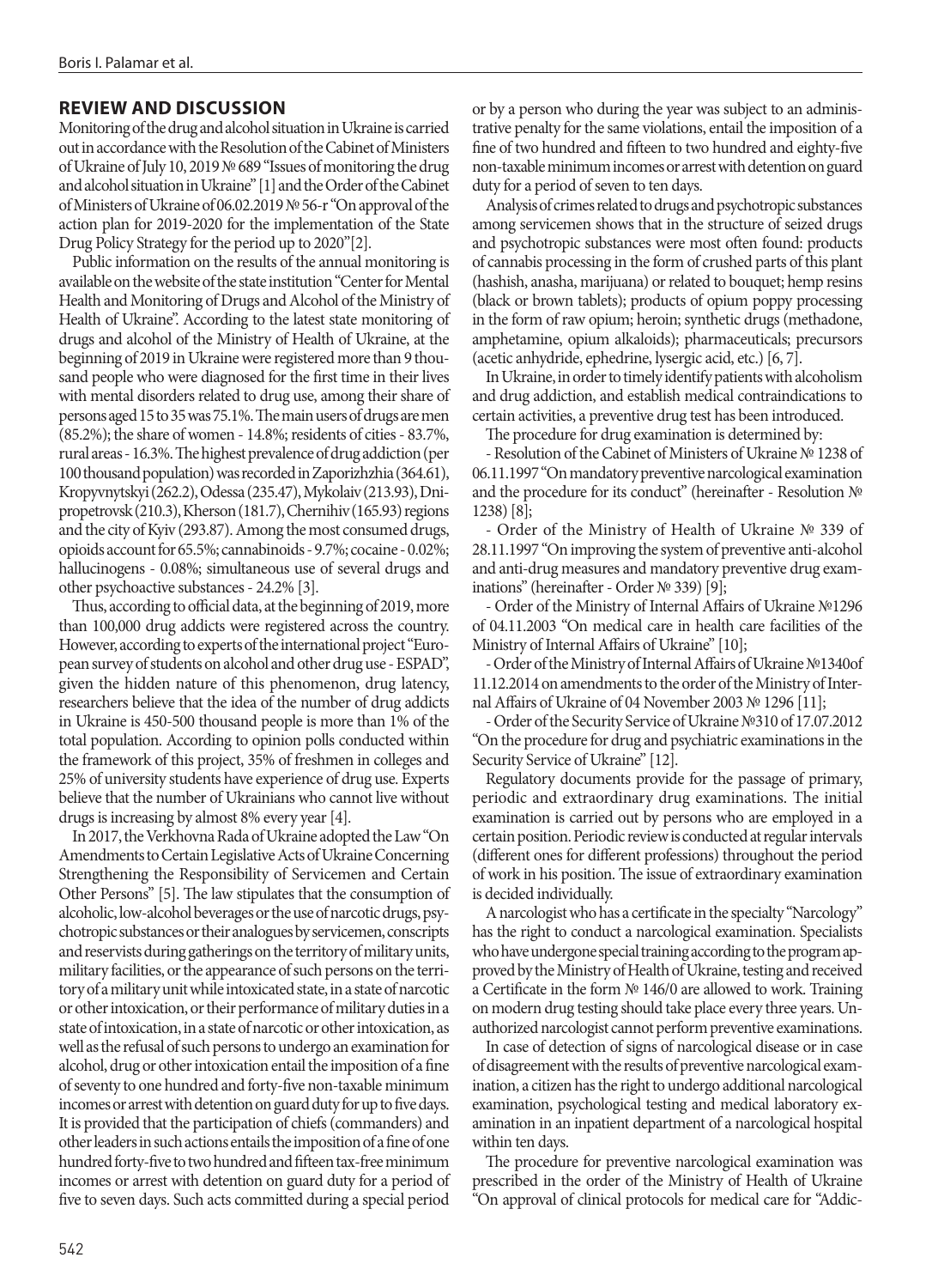## REVIEW AND DISCUSSION

Monitoring of the drug and alcohol situation in Ukraine is carried out in accordance with the Resolution of the Cabinet of Ministers of Ukraine of July 10, 2019 № 689 "Issues of monitoring the drug and alcohol situation in Ukraine" [1] and the Order of the Cabinet of Ministers of Ukraine of 06.02.2019 № 56-r "On approval of the action plan for 2019-2020 for the implementation of the State Drug Policy Strategy for the period up to 2020"[2].

Public information on the results of the annual monitoring is available on the website of the state institution "Center for Mental Health and Monitoring of Drugs and Alcohol of the Ministry of Health of Ukraine". According to the latest state monitoring of drugs and alcohol of the Ministry of Health of Ukraine, at the beginning of 2019 in Ukraine were registered more than 9 thousand people who were diagnosed for the first time in their lives with mental disorders related to drug use, among their share of persons aged 15 to 35 was 75.1%. The main users of drugs are men (85.2%); the share of women - 14.8%; residents of cities - 83.7%, rural areas - 16.3%. The highest prevalence of drug addiction (per 100 thousand population) was recorded in Zaporizhzhia (364.61), Kropyvnytskyi (262.2), Odessa (235.47), Mykolaiv (213.93), Dnipropetrovsk (210.3), Kherson (181.7), Chernihiv (165.93) regions and the city of Kyiv (293.87). Among the most consumed drugs, opioids account for 65.5%; cannabinoids - 9.7%; cocaine - 0.02%; hallucinogens - 0.08%; simultaneous use of several drugs and other psychoactive substances - 24.2% [3].

Thus, according to official data, at the beginning of 2019, more than 100,000 drug addicts were registered across the country. However, according to experts of the international project "European survey of students on alcohol and other drug use - ESPAD", given the hidden nature of this phenomenon, drug latency, researchers believe that the idea of the number of drug addicts in Ukraine is 450-500 thousand people is more than 1% of the total population. According to opinion polls conducted within the framework of this project, 35% of freshmen in colleges and 25% of university students have experience of drug use. Experts believe that the number of Ukrainians who cannot live without drugs is increasing by almost 8% every year [4].

In 2017, the Verkhovna Rada of Ukraine adopted the Law "On Amendments to Certain Legislative Acts of Ukraine Concerning Strengthening the Responsibility of Servicemen and Certain Other Persons" [5]. The law stipulates that the consumption of alcoholic, low-alcohol beverages or the use of narcotic drugs, psychotropic substances or their analogues by servicemen, conscripts and reservists during gatherings on the territory of military units, military facilities, or the appearance of such persons on the territory of a military unit while intoxicated state, in a state of narcotic or other intoxication, or their performance of military duties in a state of intoxication, in a state of narcotic or other intoxication, as well as the refusal of such persons to undergo an examination for alcohol, drug or other intoxication entail the imposition of a fine of seventy to one hundred and forty-five non-taxable minimum incomes or arrest with detention on guard duty for up to five days. It is provided that the participation of chiefs (commanders) and other leaders in such actions entails the imposition of a fine of one hundred forty-five to two hundred and fifteen tax-free minimum incomes or arrest with detention on guard duty for a period of five to seven days. Such acts committed during a special period or by a person who during the year was subject to an administrative penalty for the same violations, entail the imposition of a fine of two hundred and fifteen to two hundred and eighty-five non-taxable minimum incomes or arrest with detention on guard duty for a period of seven to ten days.

Analysis of crimes related to drugs and psychotropic substances among servicemen shows that in the structure of seized drugs and psychotropic substances were most often found: products of cannabis processing in the form of crushed parts of this plant (hashish, anasha, marijuana) or related to bouquet; hemp resins (black or brown tablets); products of opium poppy processing in the form of raw opium; heroin; synthetic drugs (methadone, amphetamine, opium alkaloids); pharmaceuticals; precursors (acetic anhydride, ephedrine, lysergic acid, etc.) [6, 7].

In Ukraine, in order to timely identify patients with alcoholism and drug addiction, and establish medical contraindications to certain activities, a preventive drug test has been introduced.

The procedure for drug examination is determined by:

- Resolution of the Cabinet of Ministers of Ukraine № 1238 of 06.11.1997 "On mandatory preventive narcological examination and the procedure for its conduct" (hereinafter - Resolution № 1238) [8];
- Order of the Ministry of Health of Ukraine № 339 of 28.11.1997 "On improving the system of preventive anti-alcohol and anti-drug measures and mandatory preventive drug examinations" (hereinafter - Order № 339) [9];
- Order of the Ministry of Internal Affairs of Ukraine №1296 of 04.11.2003 "On medical care in health care facilities of the Ministry of Internal Affairs of Ukraine" [10];
- Order of the Ministry of Internal Affairs of Ukraine №1340of 11.12.2014 on amendments to the order of the Ministry of Internal Affairs of Ukraine of 04 November 2003 № 1296 [11];
- Order of the Security Service of Ukraine №310 of 17.07.2012 "On the procedure for drug and psychiatric examinations in the Security Service of Ukraine" [12].

Regulatory documents provide for the passage of primary, periodic and extraordinary drug examinations. The initial examination is carried out by persons who are employed in a certain position. Periodic review is conducted at regular intervals (different ones for different professions) throughout the period of work in his position. The issue of extraordinary examination is decided individually.

A narcologist who has a certificate in the specialty "Narcology" has the right to conduct a narcological examination. Specialists who have undergone special training according to the program approved by the Ministry of Health of Ukraine, testing and received a Certificate in the form № 146/0 are allowed to work. Training on modern drug testing should take place every three years. Unauthorized narcologist cannot perform preventive examinations.

In case of detection of signs of narcological disease or in case of disagreement with the results of preventive narcological examination, a citizen has the right to undergo additional narcological examination, psychological testing and medical laboratory examination in an inpatient department of a narcological hospital within ten days.

The procedure for preventive narcological examination was prescribed in the order of the Ministry of Health of Ukraine "On approval of clinical protocols for medical care for "Addic-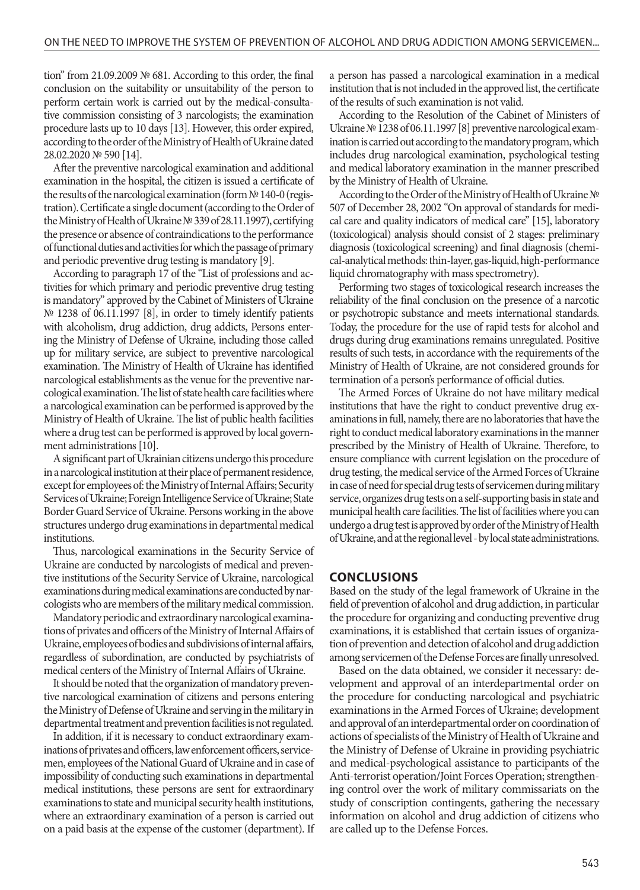tion" from 21.09.2009 № 681. According to this order, the final conclusion on the suitability or unsuitability of the person to perform certain work is carried out by the medical-consultative commission consisting of 3 narcologists; the examination procedure lasts up to 10 days [13]. However, this order expired, according to the order of the Ministry of Health of Ukraine dated 28.02.2020 № 590 [14].

After the preventive narcological examination and additional examination in the hospital, the citizen is issued a certificate of the results of the narcological examination (form № 140-0 (registration). Certificate a single document (according to the Order of the Ministry of Health of Ukraine № 339 of 28.11.1997), certifying the presence or absence of contraindications to the performance of functional duties and activities for which the passage of primary and periodic preventive drug testing is mandatory [9].

According to paragraph 17 of the "List of professions and activities for which primary and periodic preventive drug testing is mandatory" approved by the Cabinet of Ministers of Ukraine № 1238 of 06.11.1997 [8], in order to timely identify patients with alcoholism, drug addiction, drug addicts, Persons entering the Ministry of Defense of Ukraine, including those called up for military service, are subject to preventive narcological examination. The Ministry of Health of Ukraine has identified narcological establishments as the venue for the preventive narcological examination. The list of state health care facilities where a narcological examination can be performed is approved by the Ministry of Health of Ukraine. The list of public health facilities where a drug test can be performed is approved by local government administrations [10].

A significant part of Ukrainian citizens undergo this procedure in a narcological institution at their place of permanent residence, except for employees of: the Ministry of Internal Affairs; Security Services of Ukraine; Foreign Intelligence Service of Ukraine; State Border Guard Service of Ukraine. Persons working in the above structures undergo drug examinations in departmental medical institutions.

Thus, narcological examinations in the Security Service of Ukraine are conducted by narcologists of medical and preventive institutions of the Security Service of Ukraine, narcological examinations during medical examinations are conducted by narcologists who are members of the military medical commission.

Mandatory periodic and extraordinary narcological examinations of privates and officers of the Ministry of Internal Affairs of Ukraine, employees of bodies and subdivisions of internal affairs, regardless of subordination, are conducted by psychiatrists of medical centers of the Ministry of Internal Affairs of Ukraine.

It should be noted that the organization of mandatory preventive narcological examination of citizens and persons entering the Ministry of Defense of Ukraine and serving in the military in departmental treatment and prevention facilities is not regulated.

In addition, if it is necessary to conduct extraordinary examinations of privates and officers, law enforcement officers, servicemen, employees of the National Guard of Ukraine and in case of impossibility of conducting such examinations in departmental medical institutions, these persons are sent for extraordinary examinations to state and municipal security health institutions, where an extraordinary examination of a person is carried out on a paid basis at the expense of the customer (department). If a person has passed a narcological examination in a medical institution that is not included in the approved list, the certificate of the results of such examination is not valid.

According to the Resolution of the Cabinet of Ministers of Ukraine № 1238 of 06.11.1997 [8] preventive narcological examination is carried out according to the mandatory program, which includes drug narcological examination, psychological testing and medical laboratory examination in the manner prescribed by the Ministry of Health of Ukraine.

According to the Order of the Ministry of Health of Ukraine № 507 of December 28, 2002 "On approval of standards for medical care and quality indicators of medical care" [15], laboratory (toxicological) analysis should consist of 2 stages: preliminary diagnosis (toxicological screening) and final diagnosis (chemical-analytical methods: thin-layer, gas-liquid, high-performance liquid chromatography with mass spectrometry).

Performing two stages of toxicological research increases the reliability of the final conclusion on the presence of a narcotic or psychotropic substance and meets international standards. Today, the procedure for the use of rapid tests for alcohol and drugs during drug examinations remains unregulated. Positive results of such tests, in accordance with the requirements of the Ministry of Health of Ukraine, are not considered grounds for termination of a person's performance of official duties.

The Armed Forces of Ukraine do not have military medical institutions that have the right to conduct preventive drug examinations in full, namely, there are no laboratories that have the right to conduct medical laboratory examinations in the manner prescribed by the Ministry of Health of Ukraine. Therefore, to ensure compliance with current legislation on the procedure of drug testing, the medical service of the Armed Forces of Ukraine in case of need for special drug tests of servicemen during military service, organizes drug tests on a self-supporting basis in state and municipal health care facilities. The list of facilities where you can undergo a drug test is approved by order of the Ministry of Health of Ukraine, and at the regional level - by local state administrations.

## CONCLUSIONS

Based on the study of the legal framework of Ukraine in the field of prevention of alcohol and drug addiction, in particular the procedure for organizing and conducting preventive drug examinations, it is established that certain issues of organization of prevention and detection of alcohol and drug addiction among servicemen of the Defense Forces are finally unresolved.

Based on the data obtained, we consider it necessary: development and approval of an interdepartmental order on the procedure for conducting narcological and psychiatric examinations in the Armed Forces of Ukraine; development and approval of an interdepartmental order on coordination of actions of specialists of the Ministry of Health of Ukraine and the Ministry of Defense of Ukraine in providing psychiatric and medical-psychological assistance to participants of the Anti-terrorist operation/Joint Forces Operation; strengthening control over the work of military commissariats on the study of conscription contingents, gathering the necessary information on alcohol and drug addiction of citizens who are called up to the Defense Forces.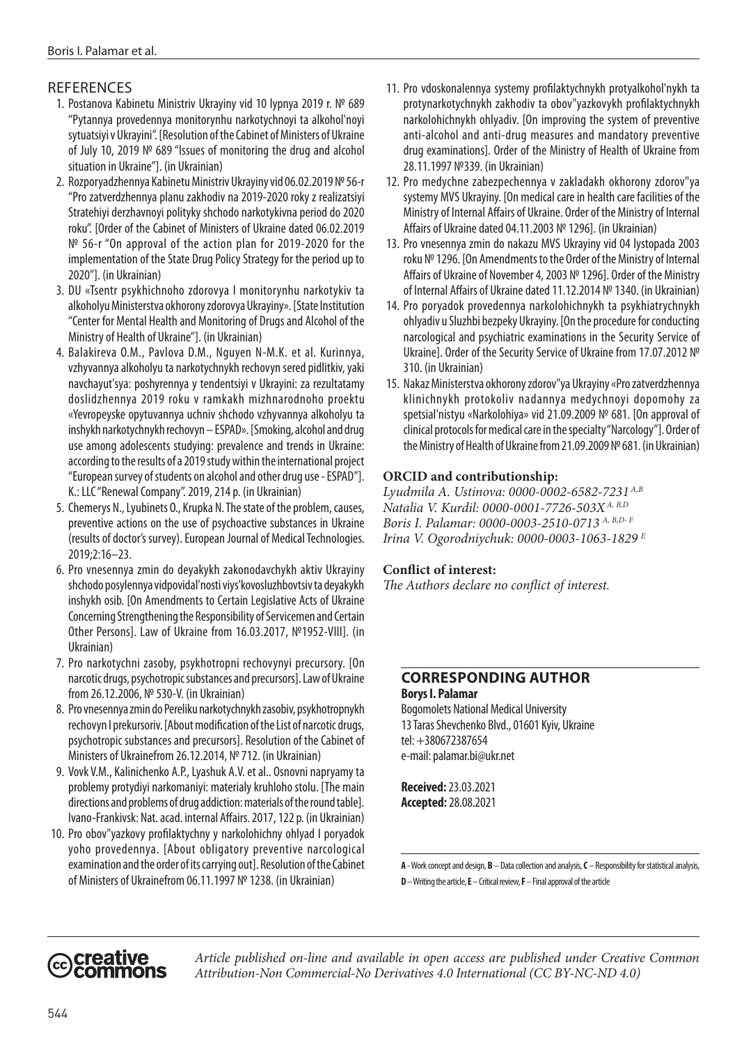## REFERENCES

1. Postanova Kabinetu Ministriv Ukrayiny vid 10 lypnya 2019 r. № 689 "Pytannya provedennya monitorynhu narkotychnoyi ta alkohol'noyi sytuatsiyi v Ukrayini". [Resolution of the Cabinet of Ministers of Ukraine of July 10, 2019 № 689 "Issues of monitoring the drug and alcohol situation in Ukraine"]. (in Ukrainian)
2. Rozporyadzhennya Kabinetu Ministriv Ukrayiny vid 06.02.2019 № 56-r "Pro zatverdzhennya planu zakhodiv na 2019-2020 roky z realizatsiyi Stratehiyi derzhavnoyi polityky shchodo narkotykivna period do 2020 roku". [Order of the Cabinet of Ministers of Ukraine dated 06.02.2019 № 56-r "On approval of the action plan for 2019-2020 for the implementation of the State Drug Policy Strategy for the period up to 2020"]. (in Ukrainian)
3. DU «Tsentr psykhichnoho zdorovya I monitorynhu narkotykiv ta alkoholyu Ministerstva okhorony zdorovya Ukrayiny». [State Institution "Center for Mental Health and Monitoring of Drugs and Alcohol of the Ministry of Health of Ukraine"]. (in Ukrainian)
4. Balakireva O.M., Pavlova D.M., Nguyen N-M.K. et al. Kurinnya, vzhyvannya alkoholyu ta narkotychnykh rechovyn sered pidlitkiv, yaki navchayut'sya: poshyrennya y tendentsiyi v Ukrayini: za rezultatamy doslidzhennya 2019 roku v ramkakh mizhnarodnoho proektu «Yevropeyske opytuvannya uchniv shchodo vzhyvannya alkoholyu ta inshykh narkotychnykh rechovyn – ESPAD». [Smoking, alcohol and drug use among adolescents studying: prevalence and trends in Ukraine: according to the results of a 2019 study within the international project "European survey of students on alcohol and other drug use - ESPAD"]. K.: LLC "Renewal Company". 2019, 214 p. (in Ukrainian)
5. Chemerys N., Lyubinets O., Krupka N. The state of the problem, causes, preventive actions on the use of psychoactive substances in Ukraine (results of doctor's survey). European Journal of Medical Technologies. 2019;2:16–23.
6. Pro vnesennya zmin do deyakykh zakonodavchykh aktiv Ukrayiny shchodo posylennya vidpovidal'nosti viys'kovosluzhbovtsiv ta deyakykh inshykh osib. [On Amendments to Certain Legislative Acts of Ukraine Concerning Strengthening the Responsibility of Servicemen and Certain Other Persons]. Law of Ukraine from 16.03.2017, №1952-VIII]. (in Ukrainian)
7. Pro narkotychni zasoby, psykhotropni rechovynyi precursory. [On narcotic drugs, psychotropic substances and precursors]. Law of Ukraine from 26.12.2006, № 530-V. (in Ukrainian)
8. Pro vnesennya zmin do Pereliku narkotychnykh zasobiv, psykhotropnykh rechovyn I prekursoriv. [About modification of the List of narcotic drugs, psychotropic substances and precursors]. Resolution of the Cabinet of Ministers of Ukrainefrom 26.12.2014, № 712. (in Ukrainian)
9. Vovk V.M., Kalinichenko A.P., Lyashuk A.V. et al.. Osnovni napryamy ta problemy protydiyi narkomaniyi: materialy kruhloho stolu. [The main directions and problems of drug addiction: materials of the round table]. Ivano-Frankivsk: Nat. acad. internal Affairs. 2017, 122 p. (in Ukrainian)
10. Pro obov"yazkovy profilaktychny y narkolohichny ohlyad I poryadok yoho provedennya. [About obligatory preventive narcological examination and the order of its carrying out]. Resolution of the Cabinet of Ministers of Ukrainefrom 06.11.1997 № 1238. (in Ukrainian)
11. Pro vdoskonalennya systemy profilaktychnykh protyalkohol'nykh ta protynarkotychnykh zakhodiv ta obov"yazkovykh profilaktychnykh narkolohichnykh ohlyadiv. [On improving the system of preventive anti-alcohol and anti-drug measures and mandatory preventive drug examinations]. Order of the Ministry of Health of Ukraine from 28.11.1997 №339. (in Ukrainian)
12. Pro medychne zabezpechennya v zakladakh okhorony zdorov"ya systemy MVS Ukrayiny. [On medical care in health care facilities of the Ministry of Internal Affairs of Ukraine. Order of the Ministry of Internal Affairs of Ukraine dated 04.11.2003 № 1296]. (in Ukrainian)
13. Pro vnesennya zmin do nakazu MVS Ukrayiny vid 04 lystopada 2003 roku № 1296. [On Amendments to the Order of the Ministry of Internal Affairs of Ukraine of November 4, 2003 № 1296]. Order of the Ministry of Internal Affairs of Ukraine dated 11.12.2014 № 1340. (in Ukrainian)
14. Pro poryadok provedennya narkolohichnykh ta psykhiatrychnykh ohlyadiv u Sluzhbi bezpeky Ukrayiny. [On the procedure for conducting narcological and psychiatric examinations in the Security Service of Ukraine]. Order of the Security Service of Ukraine from 17.07.2012 № 310. (in Ukrainian)
15. Nakaz Ministerstva okhorony zdorov"ya Ukrayiny «Pro zatverdzhennya klinichnykh protokoliv nadannya medychnoyi dopomohy za spetsial'nistyu «Narkolohiya» vid 21.09.2009 № 681. [On approval of clinical protocols for medical care in the specialty "Narcology"]. Order of the Ministry of Health of Ukraine from 21.09.2009 № 681. (in Ukrainian)

**ORCID and contributionship:**

*Lyudmila A. Ustinova: 0000-0002-6582-7231* [A,B]
*Natalia V. Kurdil: 0000-0001-7726-503X* [A, B,D]
*Boris I. Palamar: 0000-0003-2510-0713* [A, B,D- F]
*Irina V. Ogorodniychuk: 0000-0003-1063-1829* [E]

**Conflict of interest:**

*The Authors declare no conflict of interest.*

## CORRESPONDING AUTHOR

**Borys I. Palamar**
Bogomolets National Medical University
13 Taras Shevchenko Blvd., 01601 Kyiv, Ukraine
tel: +380672387654
e-mail: palamar.bi@ukr.net

**Received:** 23.03.2021
**Accepted:** 28.08.2021

**A** - Work concept and design, **B** – Data collection and analysis, **C** – Responsibility for statistical analysis, **D** – Writing the article, **E** – Critical review, **F** – Final approval of the article

*Article published on-line and available in open access are published under Creative Common Attribution-Non Commercial-No Derivatives 4.0 International (CC BY-NC-ND 4.0)*